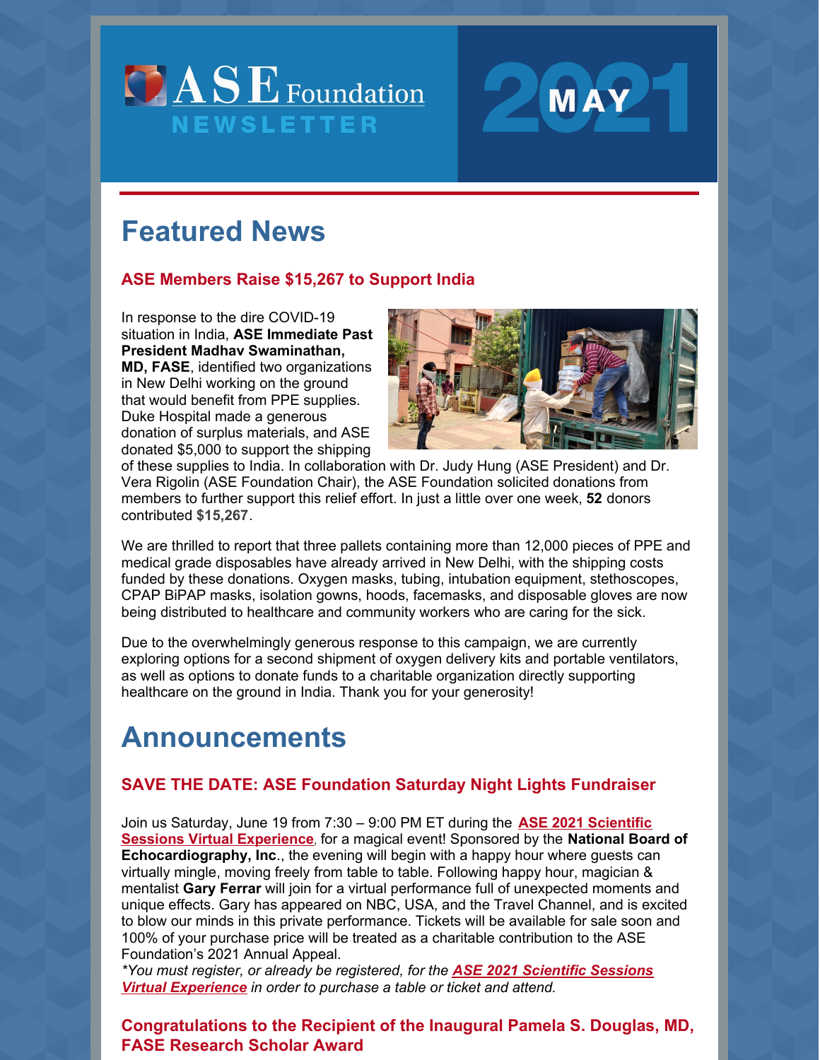# ASE Foundation NEWSLETTER

**MAY 2021**

## Featured News

### ASE Members Raise $15,267 to Support India

In response to the dire COVID-19 situation in India, **ASE Immediate Past President Madhav Swaminathan, MD, FASE**, identified two organizations in New Delhi working on the ground that would benefit from PPE supplies. Duke Hospital made a generous donation of surplus materials, and ASE donated $5,000 to support the shipping of these supplies to India. In collaboration with Dr. Judy Hung (ASE President) and Dr. Vera Rigolin (ASE Foundation Chair), the ASE Foundation solicited donations from members to further support this relief effort. In just a little over one week, **52** donors contributed **$15,267**.

We are thrilled to report that three pallets containing more than 12,000 pieces of PPE and medical grade disposables have already arrived in New Delhi, with the shipping costs funded by these donations. Oxygen masks, tubing, intubation equipment, stethoscopes, CPAP BiPAP masks, isolation gowns, hoods, facemasks, and disposable gloves are now being distributed to healthcare and community workers who are caring for the sick.

Due to the overwhelmingly generous response to this campaign, we are currently exploring options for a second shipment of oxygen delivery kits and portable ventilators, as well as options to donate funds to a charitable organization directly supporting healthcare on the ground in India. Thank you for your generosity!

## Announcements

### SAVE THE DATE: ASE Foundation Saturday Night Lights Fundraiser

Join us Saturday, June 19 from 7:30 – 9:00 PM ET during the **ASE 2021 Scientific Sessions Virtual Experience**, for a magical event! Sponsored by the **National Board of Echocardiography, Inc**., the evening will begin with a happy hour where guests can virtually mingle, moving freely from table to table. Following happy hour, magician & mentalist **Gary Ferrar** will join for a virtual performance full of unexpected moments and unique effects. Gary has appeared on NBC, USA, and the Travel Channel, and is excited to blow our minds in this private performance. Tickets will be available for sale soon and 100% of your purchase price will be treated as a charitable contribution to the ASE Foundation's 2021 Annual Appeal.

*\*You must register, or already be registered, for the **ASE 2021 Scientific Sessions Virtual Experience** in order to purchase a table or ticket and attend.*

### Congratulations to the Recipient of the Inaugural Pamela S. Douglas, MD, FASE Research Scholar Award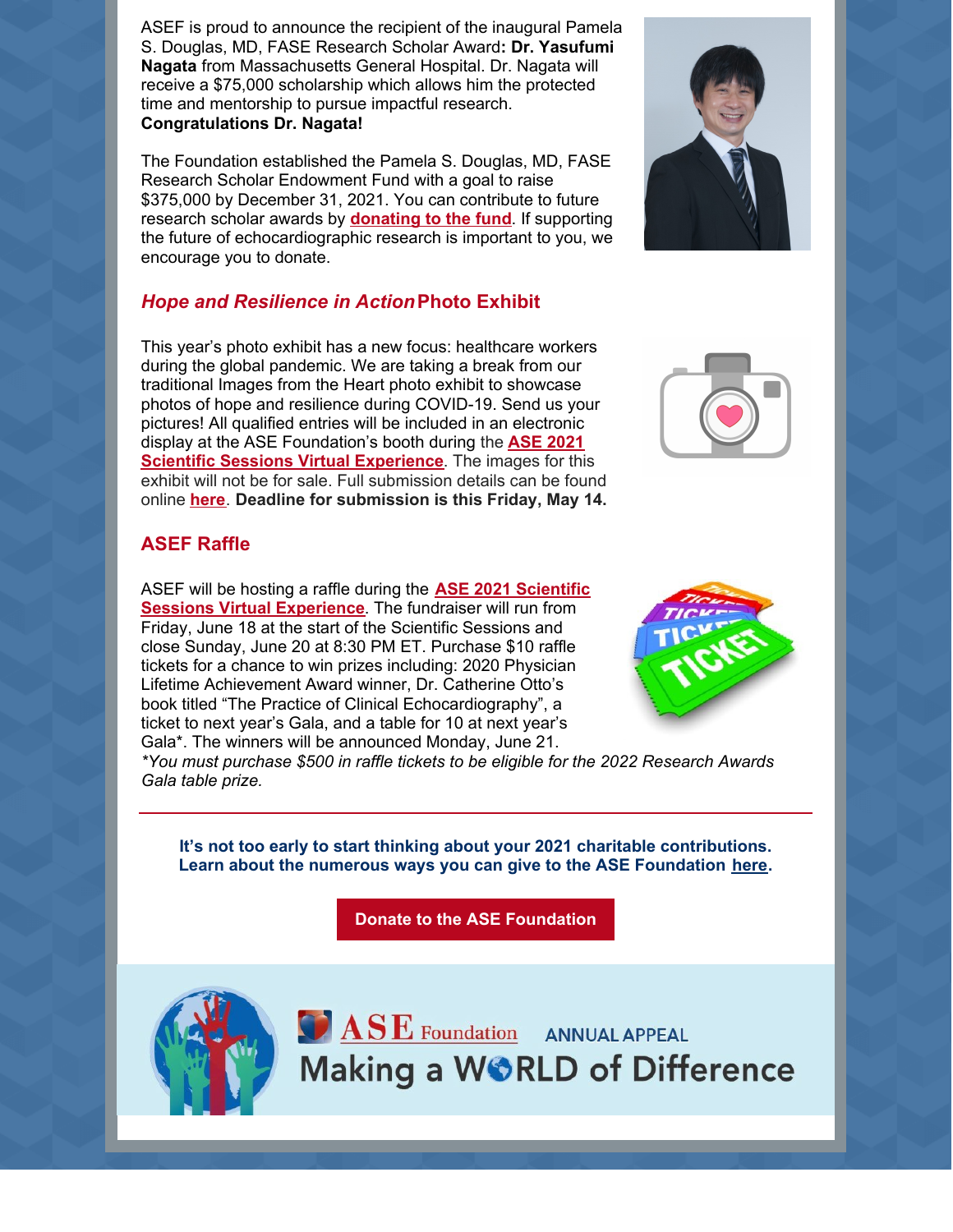ASEF is proud to announce the recipient of the inaugural Pamela S. Douglas, MD, FASE Research Scholar Award**: Dr. Yasufumi Nagata** from Massachusetts General Hospital. Dr. Nagata will receive a $75,000 scholarship which allows him the protected time and mentorship to pursue impactful research. **Congratulations Dr. Nagata!**

The Foundation established the Pamela S. Douglas, MD, FASE Research Scholar Endowment Fund with a goal to raise $375,000 by December 31, 2021. You can contribute to future research scholar awards by **donating to the fund**. If supporting the future of echocardiographic research is important to you, we encourage you to donate.

## *Hope and Resilience in Action* Photo Exhibit

This year's photo exhibit has a new focus: healthcare workers during the global pandemic. We are taking a break from our traditional Images from the Heart photo exhibit to showcase photos of hope and resilience during COVID-19. Send us your pictures! All qualified entries will be included in an electronic display at the ASE Foundation's booth during the **ASE 2021 Scientific Sessions Virtual Experience**. The images for this exhibit will not be for sale. Full submission details can be found online **here**. **Deadline for submission is this Friday, May 14.**

## ASEF Raffle

ASEF will be hosting a raffle during the **ASE 2021 Scientific Sessions Virtual Experience**. The fundraiser will run from Friday, June 18 at the start of the Scientific Sessions and close Sunday, June 20 at 8:30 PM ET. Purchase $10 raffle tickets for a chance to win prizes including: 2020 Physician Lifetime Achievement Award winner, Dr. Catherine Otto's book titled "The Practice of Clinical Echocardiography", a ticket to next year's Gala, and a table for 10 at next year's Gala*. The winners will be announced Monday, June 21.

*\*You must purchase $500 in raffle tickets to be eligible for the 2022 Research Awards Gala table prize.*

---

**It's not too early to start thinking about your 2021 charitable contributions. Learn about the numerous ways you can give to the ASE Foundation here.**

**Donate to the ASE Foundation**

ASE Foundation ANNUAL APPEAL

Making a WORLD of Difference